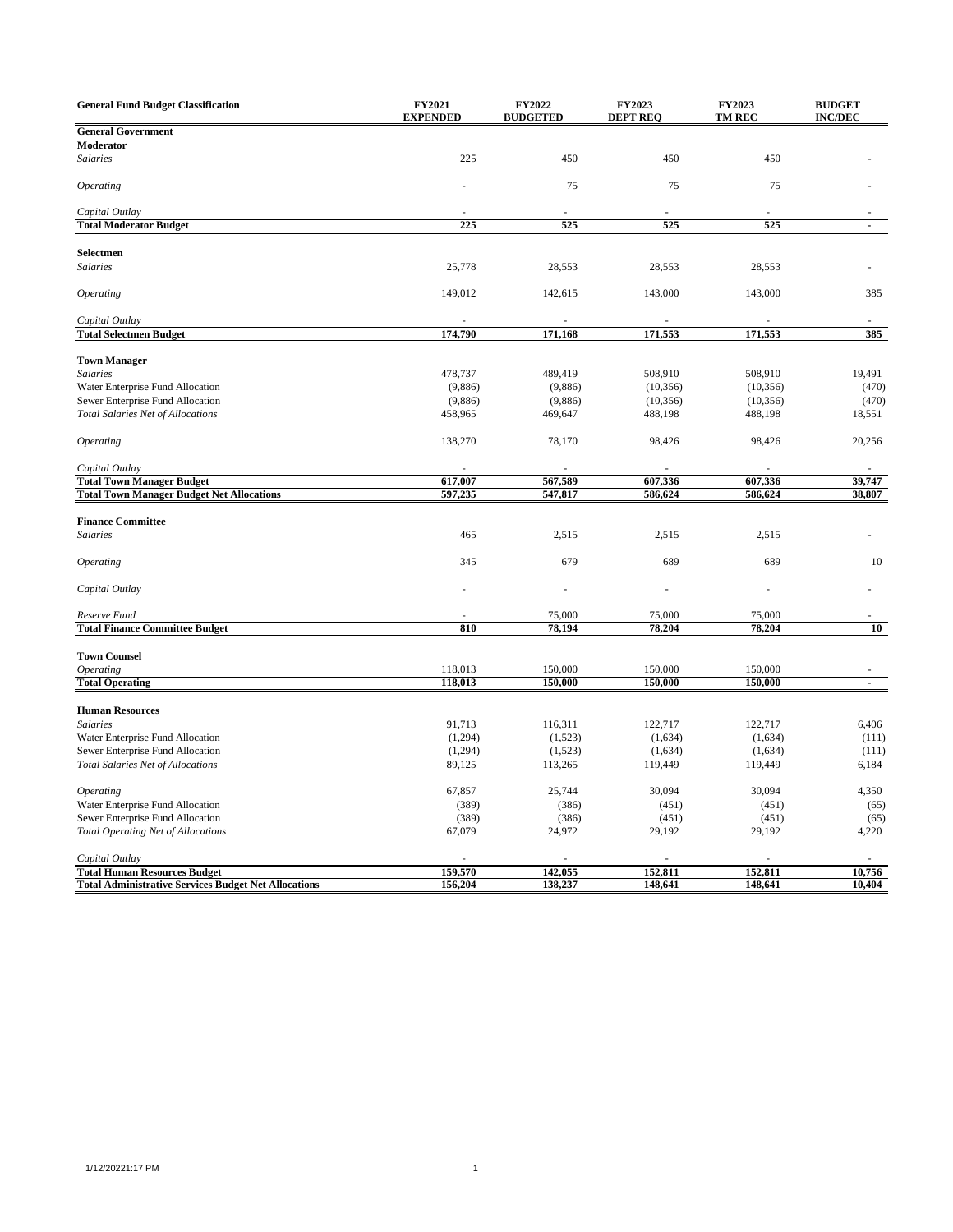| General Fund Budget Classification | FY2021 EXPENDED | FY2022 BUDGETED | FY2023 DEPT REQ | FY2023 TM REC | BUDGET INC/DEC |
|---|---|---|---|---|---|
| **General Government** | | | | | |
| **Moderator** | | | | | |
| *Salaries* | 225 | 450 | 450 | 450 | - |
| *Operating* | - | 75 | 75 | 75 | - |
| *Capital Outlay* | - | - | - | - | - |
| **Total Moderator Budget** | **225** | **525** | **525** | **525** | **-** |
| **Selectmen** | | | | | |
| *Salaries* | 25,778 | 28,553 | 28,553 | 28,553 | - |
| *Operating* | 149,012 | 142,615 | 143,000 | 143,000 | 385 |
| *Capital Outlay* | - | - | - | - | - |
| **Total Selectmen Budget** | **174,790** | **171,168** | **171,553** | **171,553** | **385** |
| **Town Manager** | | | | | |
| *Salaries* | 478,737 | 489,419 | 508,910 | 508,910 | 19,491 |
| Water Enterprise Fund Allocation | (9,886) | (9,886) | (10,356) | (10,356) | (470) |
| Sewer Enterprise Fund Allocation | (9,886) | (9,886) | (10,356) | (10,356) | (470) |
| *Total Salaries Net of Allocations* | 458,965 | 469,647 | 488,198 | 488,198 | 18,551 |
| *Operating* | 138,270 | 78,170 | 98,426 | 98,426 | 20,256 |
| *Capital Outlay* | - | - | - | - | - |
| **Total Town Manager Budget** | **617,007** | **567,589** | **607,336** | **607,336** | **39,747** |
| **Total Town Manager Budget Net Allocations** | **597,235** | **547,817** | **586,624** | **586,624** | **38,807** |
| **Finance Committee** | | | | | |
| *Salaries* | 465 | 2,515 | 2,515 | 2,515 | - |
| *Operating* | 345 | 679 | 689 | 689 | 10 |
| *Capital Outlay* | - | - | - | - | - |
| *Reserve Fund* | - | 75,000 | 75,000 | 75,000 | - |
| **Total Finance Committee Budget** | **810** | **78,194** | **78,204** | **78,204** | **10** |
| **Town Counsel** | | | | | |
| *Operating* | 118,013 | 150,000 | 150,000 | 150,000 | - |
| **Total Operating** | **118,013** | **150,000** | **150,000** | **150,000** | **-** |
| **Human Resources** | | | | | |
| *Salaries* | 91,713 | 116,311 | 122,717 | 122,717 | 6,406 |
| Water Enterprise Fund Allocation | (1,294) | (1,523) | (1,634) | (1,634) | (111) |
| Sewer Enterprise Fund Allocation | (1,294) | (1,523) | (1,634) | (1,634) | (111) |
| *Total Salaries Net of Allocations* | 89,125 | 113,265 | 119,449 | 119,449 | 6,184 |
| *Operating* | 67,857 | 25,744 | 30,094 | 30,094 | 4,350 |
| Water Enterprise Fund Allocation | (389) | (386) | (451) | (451) | (65) |
| Sewer Enterprise Fund Allocation | (389) | (386) | (451) | (451) | (65) |
| *Total Operating Net of Allocations* | 67,079 | 24,972 | 29,192 | 29,192 | 4,220 |
| *Capital Outlay* | - | - | - | - | - |
| **Total Human Resources Budget** | **159,570** | **142,055** | **152,811** | **152,811** | **10,756** |
| **Total Administrative Services Budget Net Allocations** | **156,204** | **138,237** | **148,641** | **148,641** | **10,404** |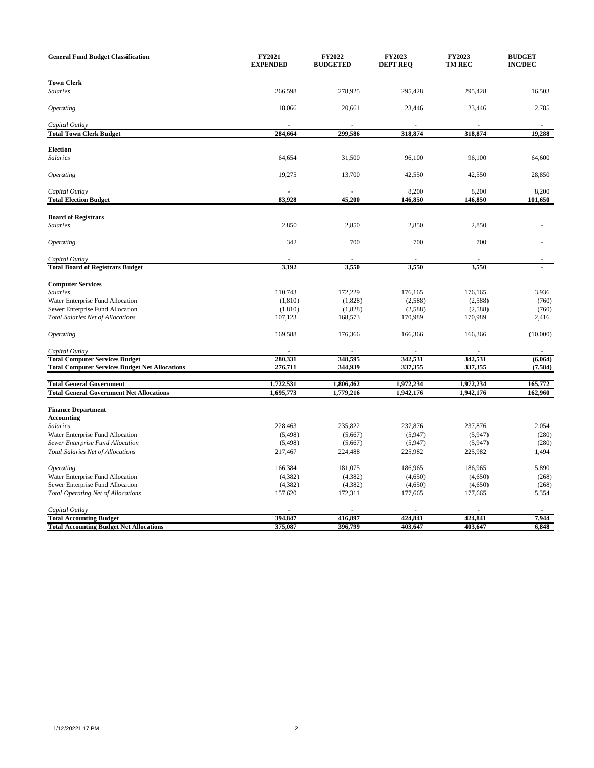| General Fund Budget Classification | FY2021 EXPENDED | FY2022 BUDGETED | FY2023 DEPT REQ | FY2023 TM REC | BUDGET INC/DEC |
|---|---|---|---|---|---|
| **Town Clerk** | | | | | |
| *Salaries* | 266,598 | 278,925 | 295,428 | 295,428 | 16,503 |
| *Operating* | 18,066 | 20,661 | 23,446 | 23,446 | 2,785 |
| *Capital Outlay* | - | - | - | - | - |
| **Total Town Clerk Budget** | **284,664** | **299,586** | **318,874** | **318,874** | **19,288** |
| **Election** | | | | | |
| *Salaries* | 64,654 | 31,500 | 96,100 | 96,100 | 64,600 |
| *Operating* | 19,275 | 13,700 | 42,550 | 42,550 | 28,850 |
| *Capital Outlay* | - | - | 8,200 | 8,200 | 8,200 |
| **Total Election Budget** | **83,928** | **45,200** | **146,850** | **146,850** | **101,650** |
| **Board of Registrars** | | | | | |
| *Salaries* | 2,850 | 2,850 | 2,850 | 2,850 | - |
| *Operating* | 342 | 700 | 700 | 700 | - |
| *Capital Outlay* | - | - | - | - | - |
| **Total Board of Registrars Budget** | **3,192** | **3,550** | **3,550** | **3,550** | **-** |
| **Computer Services** | | | | | |
| *Salaries* | 110,743 | 172,229 | 176,165 | 176,165 | 3,936 |
| Water Enterprise Fund Allocation | (1,810) | (1,828) | (2,588) | (2,588) | (760) |
| Sewer Enterprise Fund Allocation | (1,810) | (1,828) | (2,588) | (2,588) | (760) |
| *Total Salaries Net of Allocations* | 107,123 | 168,573 | 170,989 | 170,989 | 2,416 |
| *Operating* | 169,588 | 176,366 | 166,366 | 166,366 | (10,000) |
| *Capital Outlay* | - | - | - | - | - |
| **Total Computer Services Budget** | **280,331** | **348,595** | **342,531** | **342,531** | **(6,064)** |
| **Total Computer Services Budget Net Allocations** | **276,711** | **344,939** | **337,355** | **337,355** | **(7,584)** |
| **Total General Government** | **1,722,531** | **1,806,462** | **1,972,234** | **1,972,234** | **165,772** |
| **Total General Government Net Allocations** | **1,695,773** | **1,779,216** | **1,942,176** | **1,942,176** | **162,960** |
| **Finance Department** | | | | | |
| **Accounting** | | | | | |
| *Salaries* | 228,463 | 235,822 | 237,876 | 237,876 | 2,054 |
| Water Enterprise Fund Allocation | (5,498) | (5,667) | (5,947) | (5,947) | (280) |
| *Sewer Enterprise Fund Allocation* | (5,498) | (5,667) | (5,947) | (5,947) | (280) |
| *Total Salaries Net of Allocations* | 217,467 | 224,488 | 225,982 | 225,982 | 1,494 |
| *Operating* | 166,384 | 181,075 | 186,965 | 186,965 | 5,890 |
| Water Enterprise Fund Allocation | (4,382) | (4,382) | (4,650) | (4,650) | (268) |
| Sewer Enterprise Fund Allocation | (4,382) | (4,382) | (4,650) | (4,650) | (268) |
| *Total Operating Net of Allocations* | 157,620 | 172,311 | 177,665 | 177,665 | 5,354 |
| *Capital Outlay* | - | - | - | - | - |
| **Total Accounting Budget** | **394,847** | **416,897** | **424,841** | **424,841** | **7,944** |
| **Total Accounting Budget Net Allocations** | **375,087** | **396,799** | **403,647** | **403,647** | **6,848** |

1/12/20221:17 PM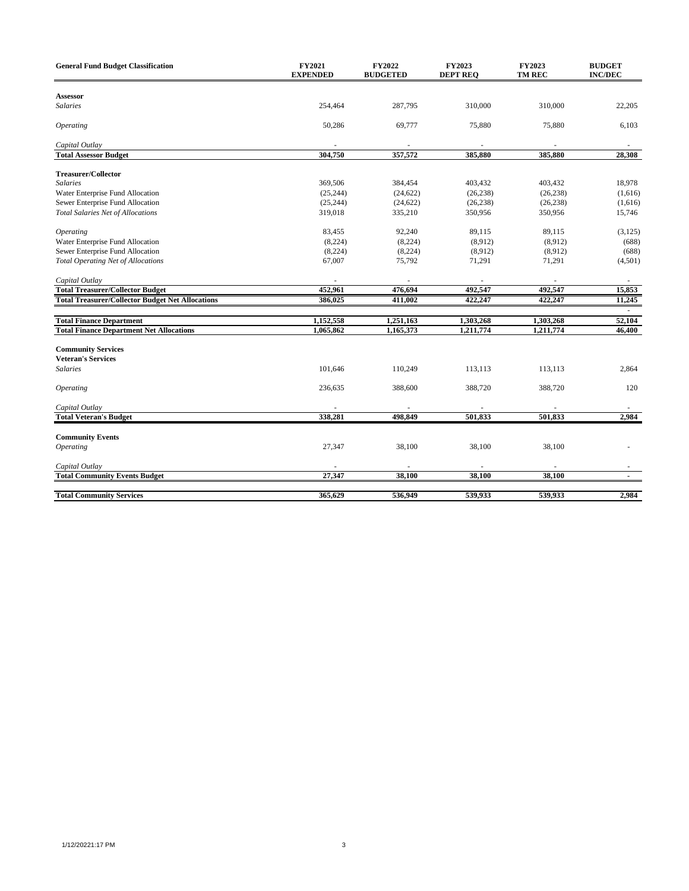| General Fund Budget Classification | FY2021 EXPENDED | FY2022 BUDGETED | FY2023 DEPT REQ | FY2023 TM REC | BUDGET INC/DEC |
|---|---|---|---|---|---|
| **Assessor** | | | | | |
| *Salaries* | 254,464 | 287,795 | 310,000 | 310,000 | 22,205 |
| *Operating* | 50,286 | 69,777 | 75,880 | 75,880 | 6,103 |
| *Capital Outlay* | - | - | - | - | - |
| **Total Assessor Budget** | **304,750** | **357,572** | **385,880** | **385,880** | **28,308** |
| **Treasurer/Collector** | | | | | |
| *Salaries* | 369,506 | 384,454 | 403,432 | 403,432 | 18,978 |
| Water Enterprise Fund Allocation | (25,244) | (24,622) | (26,238) | (26,238) | (1,616) |
| Sewer Enterprise Fund Allocation | (25,244) | (24,622) | (26,238) | (26,238) | (1,616) |
| *Total Salaries Net of Allocations* | 319,018 | 335,210 | 350,956 | 350,956 | 15,746 |
| *Operating* | 83,455 | 92,240 | 89,115 | 89,115 | (3,125) |
| Water Enterprise Fund Allocation | (8,224) | (8,224) | (8,912) | (8,912) | (688) |
| Sewer Enterprise Fund Allocation | (8,224) | (8,224) | (8,912) | (8,912) | (688) |
| *Total Operating Net of Allocations* | 67,007 | 75,792 | 71,291 | 71,291 | (4,501) |
| *Capital Outlay* | - | - | - | - | - |
| **Total Treasurer/Collector Budget** | **452,961** | **476,694** | **492,547** | **492,547** | **15,853** |
| **Total Treasurer/Collector Budget Net Allocations** | **386,025** | **411,002** | **422,247** | **422,247** | **11,245** |
| | | | | | - |
| **Total Finance Department** | **1,152,558** | **1,251,163** | **1,303,268** | **1,303,268** | **52,104** |
| **Total Finance Department Net Allocations** | **1,065,862** | **1,165,373** | **1,211,774** | **1,211,774** | **46,400** |
| **Community Services** | | | | | |
| **Veteran's Services** | | | | | |
| *Salaries* | 101,646 | 110,249 | 113,113 | 113,113 | 2,864 |
| *Operating* | 236,635 | 388,600 | 388,720 | 388,720 | 120 |
| *Capital Outlay* | - | - | - | - | - |
| **Total Veteran's Budget** | **338,281** | **498,849** | **501,833** | **501,833** | **2,984** |
| **Community Events** | | | | | |
| *Operating* | 27,347 | 38,100 | 38,100 | 38,100 | - |
| *Capital Outlay* | - | - | - | - | - |
| **Total Community Events Budget** | **27,347** | **38,100** | **38,100** | **38,100** | **-** |
| **Total Community Services** | **365,629** | **536,949** | **539,933** | **539,933** | **2,984** |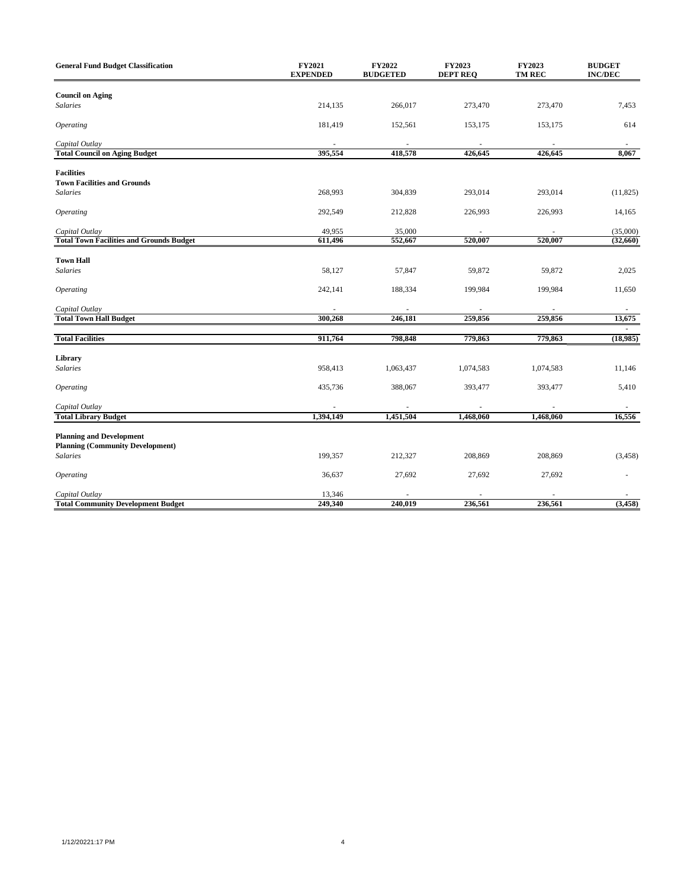| General Fund Budget Classification | FY2021 EXPENDED | FY2022 BUDGETED | FY2023 DEPT REQ | FY2023 TM REC | BUDGET INC/DEC |
|---|---|---|---|---|---|
| **Council on Aging** | | | | | |
| *Salaries* | 214,135 | 266,017 | 273,470 | 273,470 | 7,453 |
| *Operating* | 181,419 | 152,561 | 153,175 | 153,175 | 614 |
| *Capital Outlay* | - | - | - | - | - |
| **Total Council on Aging Budget** | **395,554** | **418,578** | **426,645** | **426,645** | **8,067** |
| **Facilities** | | | | | |
| **Town Facilities and Grounds** | | | | | |
| *Salaries* | 268,993 | 304,839 | 293,014 | 293,014 | (11,825) |
| *Operating* | 292,549 | 212,828 | 226,993 | 226,993 | 14,165 |
| *Capital Outlay* | 49,955 | 35,000 | - | - | (35,000) |
| **Total Town Facilities and Grounds Budget** | **611,496** | **552,667** | **520,007** | **520,007** | **(32,660)** |
| **Town Hall** | | | | | |
| *Salaries* | 58,127 | 57,847 | 59,872 | 59,872 | 2,025 |
| *Operating* | 242,141 | 188,334 | 199,984 | 199,984 | 11,650 |
| *Capital Outlay* | - | - | - | - | - |
| **Total Town Hall Budget** | **300,268** | **246,181** | **259,856** | **259,856** | **13,675** |
| | | | | | - |
| **Total Facilities** | **911,764** | **798,848** | **779,863** | **779,863** | **(18,985)** |
| **Library** | | | | | |
| *Salaries* | 958,413 | 1,063,437 | 1,074,583 | 1,074,583 | 11,146 |
| *Operating* | 435,736 | 388,067 | 393,477 | 393,477 | 5,410 |
| *Capital Outlay* | - | - | - | - | - |
| **Total Library Budget** | **1,394,149** | **1,451,504** | **1,468,060** | **1,468,060** | **16,556** |
| **Planning and Development** | | | | | |
| **Planning (Community Development)** | | | | | |
| *Salaries* | 199,357 | 212,327 | 208,869 | 208,869 | (3,458) |
| *Operating* | 36,637 | 27,692 | 27,692 | 27,692 | - |
| *Capital Outlay* | 13,346 | - | - | - | - |
| **Total Community Development Budget** | **249,340** | **240,019** | **236,561** | **236,561** | **(3,458)** |

1/12/20221:17 PM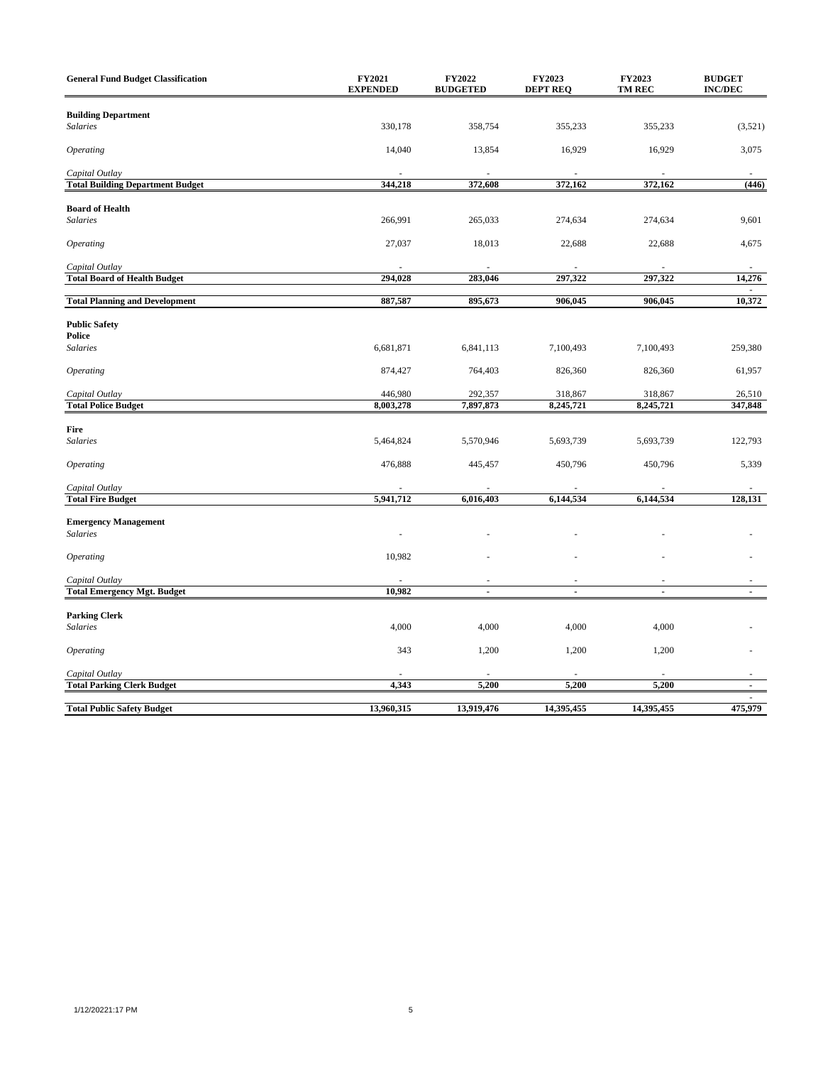| General Fund Budget Classification | FY2021 EXPENDED | FY2022 BUDGETED | FY2023 DEPT REQ | FY2023 TM REC | BUDGET INC/DEC |
|---|---|---|---|---|---|
| **Building Department** | | | | | |
| *Salaries* | 330,178 | 358,754 | 355,233 | 355,233 | (3,521) |
| *Operating* | 14,040 | 13,854 | 16,929 | 16,929 | 3,075 |
| *Capital Outlay* | - | - | - | - | - |
| **Total Building Department Budget** | **344,218** | **372,608** | **372,162** | **372,162** | **(446)** |
| **Board of Health** | | | | | |
| *Salaries* | 266,991 | 265,033 | 274,634 | 274,634 | 9,601 |
| *Operating* | 27,037 | 18,013 | 22,688 | 22,688 | 4,675 |
| *Capital Outlay* | - | - | - | - | - |
| **Total Board of Health Budget** | **294,028** | **283,046** | **297,322** | **297,322** | **14,276** |
| | | | | | - |
| **Total Planning and Development** | **887,587** | **895,673** | **906,045** | **906,045** | **10,372** |
| **Public Safety** | | | | | |
| **Police** | | | | | |
| *Salaries* | 6,681,871 | 6,841,113 | 7,100,493 | 7,100,493 | 259,380 |
| *Operating* | 874,427 | 764,403 | 826,360 | 826,360 | 61,957 |
| *Capital Outlay* | 446,980 | 292,357 | 318,867 | 318,867 | 26,510 |
| **Total Police Budget** | **8,003,278** | **7,897,873** | **8,245,721** | **8,245,721** | **347,848** |
| **Fire** | | | | | |
| *Salaries* | 5,464,824 | 5,570,946 | 5,693,739 | 5,693,739 | 122,793 |
| *Operating* | 476,888 | 445,457 | 450,796 | 450,796 | 5,339 |
| *Capital Outlay* | - | - | - | - | - |
| **Total Fire Budget** | **5,941,712** | **6,016,403** | **6,144,534** | **6,144,534** | **128,131** |
| **Emergency Management** | | | | | |
| *Salaries* | - | - | - | - | - |
| *Operating* | 10,982 | - | - | - | - |
| *Capital Outlay* | - | - | - | - | - |
| **Total Emergency Mgt. Budget** | **10,982** | **-** | **-** | **-** | **-** |
| **Parking Clerk** | | | | | |
| *Salaries* | 4,000 | 4,000 | 4,000 | 4,000 | - |
| *Operating* | 343 | 1,200 | 1,200 | 1,200 | - |
| *Capital Outlay* | - | - | - | - | - |
| **Total Parking Clerk Budget** | **4,343** | **5,200** | **5,200** | **5,200** | **-** |
| | | | | | - |
| **Total Public Safety Budget** | **13,960,315** | **13,919,476** | **14,395,455** | **14,395,455** | **475,979** |

1/12/20221:17 PM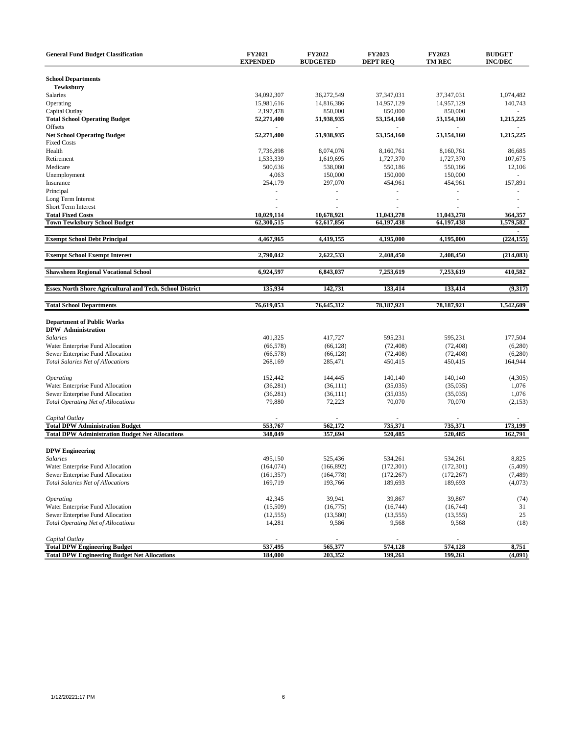| General Fund Budget Classification | FY2021 EXPENDED | FY2022 BUDGETED | FY2023 DEPT REQ | FY2023 TM REC | BUDGET INC/DEC |
|---|---|---|---|---|---|
| **School Departments** | | | | | |
| **Tewksbury** | | | | | |
| Salaries | 34,092,307 | 36,272,549 | 37,347,031 | 37,347,031 | 1,074,482 |
| Operating | 15,981,616 | 14,816,386 | 14,957,129 | 14,957,129 | 140,743 |
| Capital Outlay | 2,197,478 | 850,000 | 850,000 | 850,000 | - |
| **Total School Operating Budget** | **52,271,400** | **51,938,935** | **53,154,160** | **53,154,160** | **1,215,225** |
| Offsets | - | - | - | - | - |
| **Net School Operating Budget** | **52,271,400** | **51,938,935** | **53,154,160** | **53,154,160** | **1,215,225** |
| Fixed Costs | | | | | |
| Health | 7,736,898 | 8,074,076 | 8,160,761 | 8,160,761 | 86,685 |
| Retirement | 1,533,339 | 1,619,695 | 1,727,370 | 1,727,370 | 107,675 |
| Medicare | 500,636 | 538,080 | 550,186 | 550,186 | 12,106 |
| Unemployment | 4,063 | 150,000 | 150,000 | 150,000 | - |
| Insurance | 254,179 | 297,070 | 454,961 | 454,961 | 157,891 |
| Principal | - | - | - | - | - |
| Long Term Interest | - | - | - | - | - |
| Short Term Interest | - | - | - | - | - |
| **Total Fixed Costs** | **10,029,114** | **10,678,921** | **11,043,278** | **11,043,278** | **364,357** |
| **Town Tewksbury School Budget** | **62,300,515** | **62,617,856** | **64,197,438** | **64,197,438** | **1,579,582** |
| | | | | | - |
| **Exempt School Debt Principal** | **4,467,965** | **4,419,155** | **4,195,000** | **4,195,000** | **(224,155)** |
| **Exempt School Exempt Interest** | **2,790,042** | **2,622,533** | **2,408,450** | **2,408,450** | **(214,083)** |
| **Shawsheen Regional Vocational School** | **6,924,597** | **6,843,037** | **7,253,619** | **7,253,619** | **410,582** |
| **Essex North Shore Agricultural and Tech. School District** | **135,934** | **142,731** | **133,414** | **133,414** | **(9,317)** |
| **Total School Departments** | **76,619,053** | **76,645,312** | **78,187,921** | **78,187,921** | **1,542,609** |
| **Department of Public Works** | | | | | |
| **DPW Administration** | | | | | |
| *Salaries* | 401,325 | 417,727 | 595,231 | 595,231 | 177,504 |
| Water Enterprise Fund Allocation | (66,578) | (66,128) | (72,408) | (72,408) | (6,280) |
| Sewer Enterprise Fund Allocation | (66,578) | (66,128) | (72,408) | (72,408) | (6,280) |
| *Total Salaries Net of Allocations* | 268,169 | 285,471 | 450,415 | 450,415 | 164,944 |
| *Operating* | 152,442 | 144,445 | 140,140 | 140,140 | (4,305) |
| Water Enterprise Fund Allocation | (36,281) | (36,111) | (35,035) | (35,035) | 1,076 |
| Sewer Enterprise Fund Allocation | (36,281) | (36,111) | (35,035) | (35,035) | 1,076 |
| *Total Operating Net of Allocations* | 79,880 | 72,223 | 70,070 | 70,070 | (2,153) |
| *Capital Outlay* | - | - | - | - | - |
| **Total DPW Administration Budget** | **553,767** | **562,172** | **735,371** | **735,371** | **173,199** |
| **Total DPW Administration Budget Net Allocations** | **348,049** | **357,694** | **520,485** | **520,485** | **162,791** |
| **DPW Engineering** | | | | | |
| *Salaries* | 495,150 | 525,436 | 534,261 | 534,261 | 8,825 |
| Water Enterprise Fund Allocation | (164,074) | (166,892) | (172,301) | (172,301) | (5,409) |
| Sewer Enterprise Fund Allocation | (161,357) | (164,778) | (172,267) | (172,267) | (7,489) |
| *Total Salaries Net of Allocations* | 169,719 | 193,766 | 189,693 | 189,693 | (4,073) |
| *Operating* | 42,345 | 39,941 | 39,867 | 39,867 | (74) |
| Water Enterprise Fund Allocation | (15,509) | (16,775) | (16,744) | (16,744) | 31 |
| Sewer Enterprise Fund Allocation | (12,555) | (13,580) | (13,555) | (13,555) | 25 |
| *Total Operating Net of Allocations* | 14,281 | 9,586 | 9,568 | 9,568 | (18) |
| *Capital Outlay* | - | - | - | - | |
| **Total DPW Engineering Budget** | **537,495** | **565,377** | **574,128** | **574,128** | **8,751** |
| **Total DPW Engineering Budget Net Allocations** | **184,000** | **203,352** | **199,261** | **199,261** | **(4,091)** |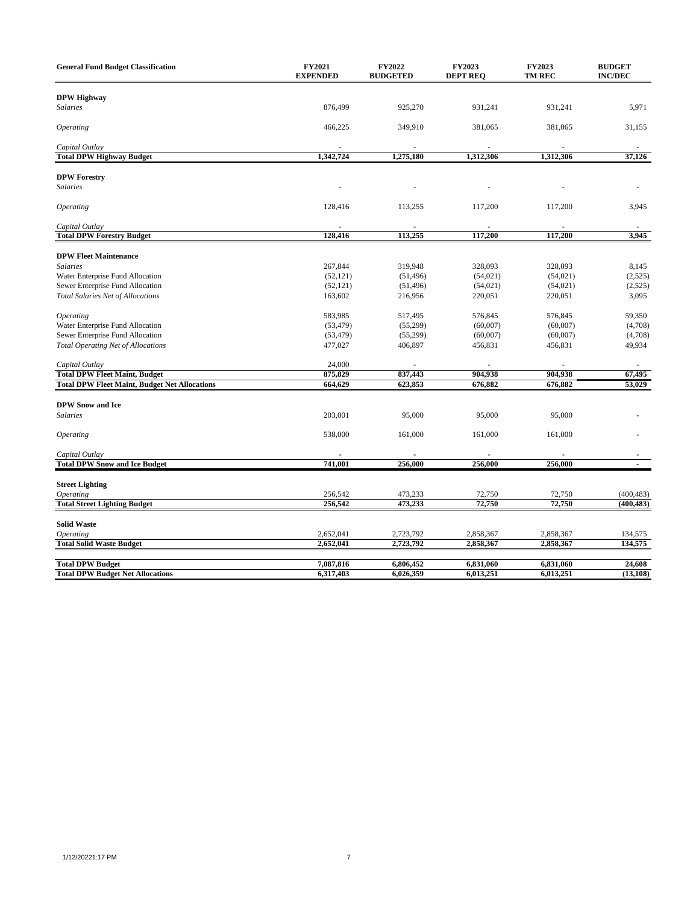| General Fund Budget Classification | FY2021 EXPENDED | FY2022 BUDGETED | FY2023 DEPT REQ | FY2023 TM REC | BUDGET INC/DEC |
|---|---|---|---|---|---|
| **DPW Highway** | | | | | |
| *Salaries* | 876,499 | 925,270 | 931,241 | 931,241 | 5,971 |
| *Operating* | 466,225 | 349,910 | 381,065 | 381,065 | 31,155 |
| *Capital Outlay* | - | - | - | - | - |
| **Total DPW Highway Budget** | **1,342,724** | **1,275,180** | **1,312,306** | **1,312,306** | **37,126** |
| **DPW Forestry** | | | | | |
| *Salaries* | - | - | - | - | - |
| *Operating* | 128,416 | 113,255 | 117,200 | 117,200 | 3,945 |
| *Capital Outlay* | - | - | - | - | - |
| **Total DPW Forestry Budget** | **128,416** | **113,255** | **117,200** | **117,200** | **3,945** |
| **DPW Fleet Maintenance** | | | | | |
| *Salaries* | 267,844 | 319,948 | 328,093 | 328,093 | 8,145 |
| Water Enterprise Fund Allocation | (52,121) | (51,496) | (54,021) | (54,021) | (2,525) |
| Sewer Enterprise Fund Allocation | (52,121) | (51,496) | (54,021) | (54,021) | (2,525) |
| *Total Salaries Net of Allocations* | 163,602 | 216,956 | 220,051 | 220,051 | 3,095 |
| *Operating* | 583,985 | 517,495 | 576,845 | 576,845 | 59,350 |
| Water Enterprise Fund Allocation | (53,479) | (55,299) | (60,007) | (60,007) | (4,708) |
| Sewer Enterprise Fund Allocation | (53,479) | (55,299) | (60,007) | (60,007) | (4,708) |
| *Total Operating Net of Allocations* | 477,027 | 406,897 | 456,831 | 456,831 | 49,934 |
| *Capital Outlay* | 24,000 | - | - | - | - |
| **Total DPW Fleet Maint, Budget** | **875,829** | **837,443** | **904,938** | **904,938** | **67,495** |
| **Total DPW Fleet Maint, Budget Net Allocations** | **664,629** | **623,853** | **676,882** | **676,882** | **53,029** |
| **DPW Snow and Ice** | | | | | |
| *Salaries* | 203,001 | 95,000 | 95,000 | 95,000 | - |
| *Operating* | 538,000 | 161,000 | 161,000 | 161,000 | - |
| *Capital Outlay* | - | - | - | - | - |
| **Total DPW Snow and Ice Budget** | **741,001** | **256,000** | **256,000** | **256,000** | **-** |
| **Street Lighting** | | | | | |
| *Operating* | 256,542 | 473,233 | 72,750 | 72,750 | (400,483) |
| **Total Street Lighting Budget** | **256,542** | **473,233** | **72,750** | **72,750** | **(400,483)** |
| **Solid Waste** | | | | | |
| *Operating* | 2,652,041 | 2,723,792 | 2,858,367 | 2,858,367 | 134,575 |
| **Total Solid Waste Budget** | **2,652,041** | **2,723,792** | **2,858,367** | **2,858,367** | **134,575** |
| **Total DPW Budget** | **7,087,816** | **6,806,452** | **6,831,060** | **6,831,060** | **24,608** |
| **Total DPW Budget Net Allocations** | **6,317,403** | **6,026,359** | **6,013,251** | **6,013,251** | **(13,108)** |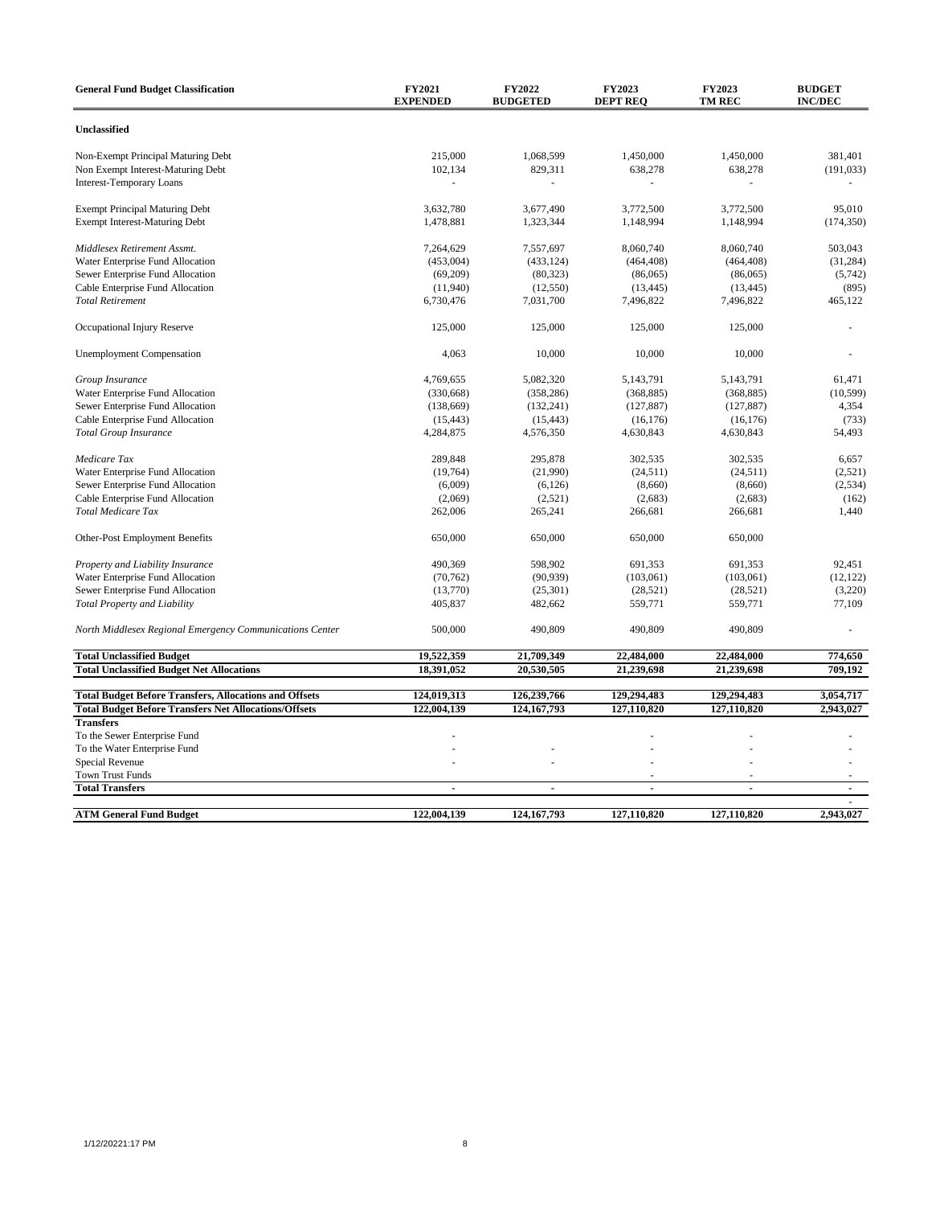| General Fund Budget Classification | FY2021 EXPENDED | FY2022 BUDGETED | FY2023 DEPT REQ | FY2023 TM REC | BUDGET INC/DEC |
|---|---|---|---|---|---|
| **Unclassified** | | | | | |
| Non-Exempt Principal Maturing Debt | 215,000 | 1,068,599 | 1,450,000 | 1,450,000 | 381,401 |
| Non Exempt Interest-Maturing Debt | 102,134 | 829,311 | 638,278 | 638,278 | (191,033) |
| Interest-Temporary Loans | - | - | - | - | - |
| Exempt Principal Maturing Debt | 3,632,780 | 3,677,490 | 3,772,500 | 3,772,500 | 95,010 |
| Exempt Interest-Maturing Debt | 1,478,881 | 1,323,344 | 1,148,994 | 1,148,994 | (174,350) |
| *Middlesex Retirement Assmt.* | 7,264,629 | 7,557,697 | 8,060,740 | 8,060,740 | 503,043 |
| Water Enterprise Fund Allocation | (453,004) | (433,124) | (464,408) | (464,408) | (31,284) |
| Sewer Enterprise Fund Allocation | (69,209) | (80,323) | (86,065) | (86,065) | (5,742) |
| Cable Enterprise Fund Allocation | (11,940) | (12,550) | (13,445) | (13,445) | (895) |
| *Total Retirement* | 6,730,476 | 7,031,700 | 7,496,822 | 7,496,822 | 465,122 |
| Occupational Injury Reserve | 125,000 | 125,000 | 125,000 | 125,000 | - |
| Unemployment Compensation | 4,063 | 10,000 | 10,000 | 10,000 | - |
| *Group Insurance* | 4,769,655 | 5,082,320 | 5,143,791 | 5,143,791 | 61,471 |
| Water Enterprise Fund Allocation | (330,668) | (358,286) | (368,885) | (368,885) | (10,599) |
| Sewer Enterprise Fund Allocation | (138,669) | (132,241) | (127,887) | (127,887) | 4,354 |
| Cable Enterprise Fund Allocation | (15,443) | (15,443) | (16,176) | (16,176) | (733) |
| *Total Group Insurance* | 4,284,875 | 4,576,350 | 4,630,843 | 4,630,843 | 54,493 |
| *Medicare Tax* | 289,848 | 295,878 | 302,535 | 302,535 | 6,657 |
| Water Enterprise Fund Allocation | (19,764) | (21,990) | (24,511) | (24,511) | (2,521) |
| Sewer Enterprise Fund Allocation | (6,009) | (6,126) | (8,660) | (8,660) | (2,534) |
| Cable Enterprise Fund Allocation | (2,069) | (2,521) | (2,683) | (2,683) | (162) |
| *Total Medicare Tax* | 262,006 | 265,241 | 266,681 | 266,681 | 1,440 |
| Other-Post Employment Benefits | 650,000 | 650,000 | 650,000 | 650,000 | |
| *Property and Liability Insurance* | 490,369 | 598,902 | 691,353 | 691,353 | 92,451 |
| Water Enterprise Fund Allocation | (70,762) | (90,939) | (103,061) | (103,061) | (12,122) |
| Sewer Enterprise Fund Allocation | (13,770) | (25,301) | (28,521) | (28,521) | (3,220) |
| *Total Property and Liability* | 405,837 | 482,662 | 559,771 | 559,771 | 77,109 |
| *North Middlesex Regional Emergency Communications Center* | 500,000 | 490,809 | 490,809 | 490,809 | - |
| **Total Unclassified Budget** | **19,522,359** | **21,709,349** | **22,484,000** | **22,484,000** | **774,650** |
| **Total Unclassified Budget Net Allocations** | **18,391,052** | **20,530,505** | **21,239,698** | **21,239,698** | **709,192** |
| **Total Budget Before Transfers, Allocations and Offsets** | **124,019,313** | **126,239,766** | **129,294,483** | **129,294,483** | **3,054,717** |
| **Total Budget Before Transfers Net Allocations/Offsets** | **122,004,139** | **124,167,793** | **127,110,820** | **127,110,820** | **2,943,027** |
| **Transfers** | | | | | |
| To the Sewer Enterprise Fund | - | | - | - | - |
| To the Water Enterprise Fund | - | - | - | - | - |
| Special Revenue | - | - | - | - | - |
| Town Trust Funds | | | - | - | - |
| **Total Transfers** | **-** | **-** | **-** | **-** | **-** |
| | | | | | - |
| **ATM General Fund Budget** | **122,004,139** | **124,167,793** | **127,110,820** | **127,110,820** | **2,943,027** |